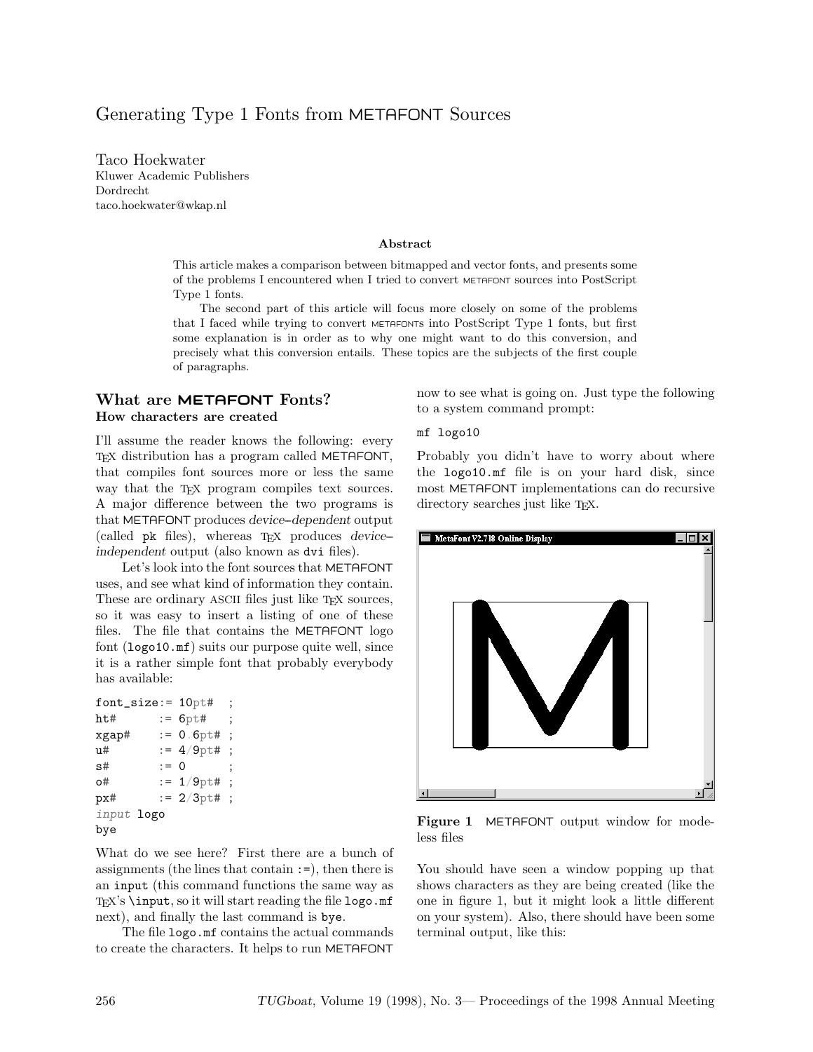# Generating Type 1 Fonts from METAFONT Sources

Taco Hoekwater
Kluwer Academic Publishers
Dordrecht
taco.hoekwater@wkap.nl

### Abstract

This article makes a comparison between bitmapped and vector fonts, and presents some of the problems I encountered when I tried to convert METAFONT sources into PostScript Type 1 fonts.

The second part of this article will focus more closely on some of the problems that I faced while trying to convert METAFONTS into PostScript Type 1 fonts, but first some explanation is in order as to why one might want to do this conversion, and precisely what this conversion entails. These topics are the subjects of the first couple of paragraphs.

## What are METAFONT Fonts?

### How characters are created

I'll assume the reader knows the following: every TEX distribution has a program called METAFONT, that compiles font sources more or less the same way that the TEX program compiles text sources. A major difference between the two programs is that METAFONT produces *device–dependent* output (called pk files), whereas TEX produces *device–independent* output (also known as dvi files).

Let's look into the font sources that METAFONT uses, and see what kind of information they contain. These are ordinary ASCII files just like TEX sources, so it was easy to insert a listing of one of these files. The file that contains the METAFONT logo font (logo10.mf) suits our purpose quite well, since it is a rather simple font that probably everybody has available:

```
font_size:= 10pt#  ;
ht#      := 6pt#   ;
xgap#    := 0.6pt# ;
u#       := 4/9pt# ;
s#       := 0      ;
o#       := 1/9pt# ;
px#      := 2/3pt# ;
input logo
bye
```

What do we see here? First there are a bunch of assignments (the lines that contain :=), then there is an input (this command functions the same way as TEX's \input, so it will start reading the file logo.mf next), and finally the last command is bye.

The file logo.mf contains the actual commands to create the characters. It helps to run METAFONT now to see what is going on. Just type the following to a system command prompt:

```
mf logo10
```

Probably you didn't have to worry about where the logo10.mf file is on your hard disk, since most METAFONT implementations can do recursive directory searches just like TEX.

**Figure 1** METAFONT output window for modeless files

You should have seen a window popping up that shows characters as they are being created (like the one in figure 1, but it might look a little different on your system). Also, there should have been some terminal output, like this: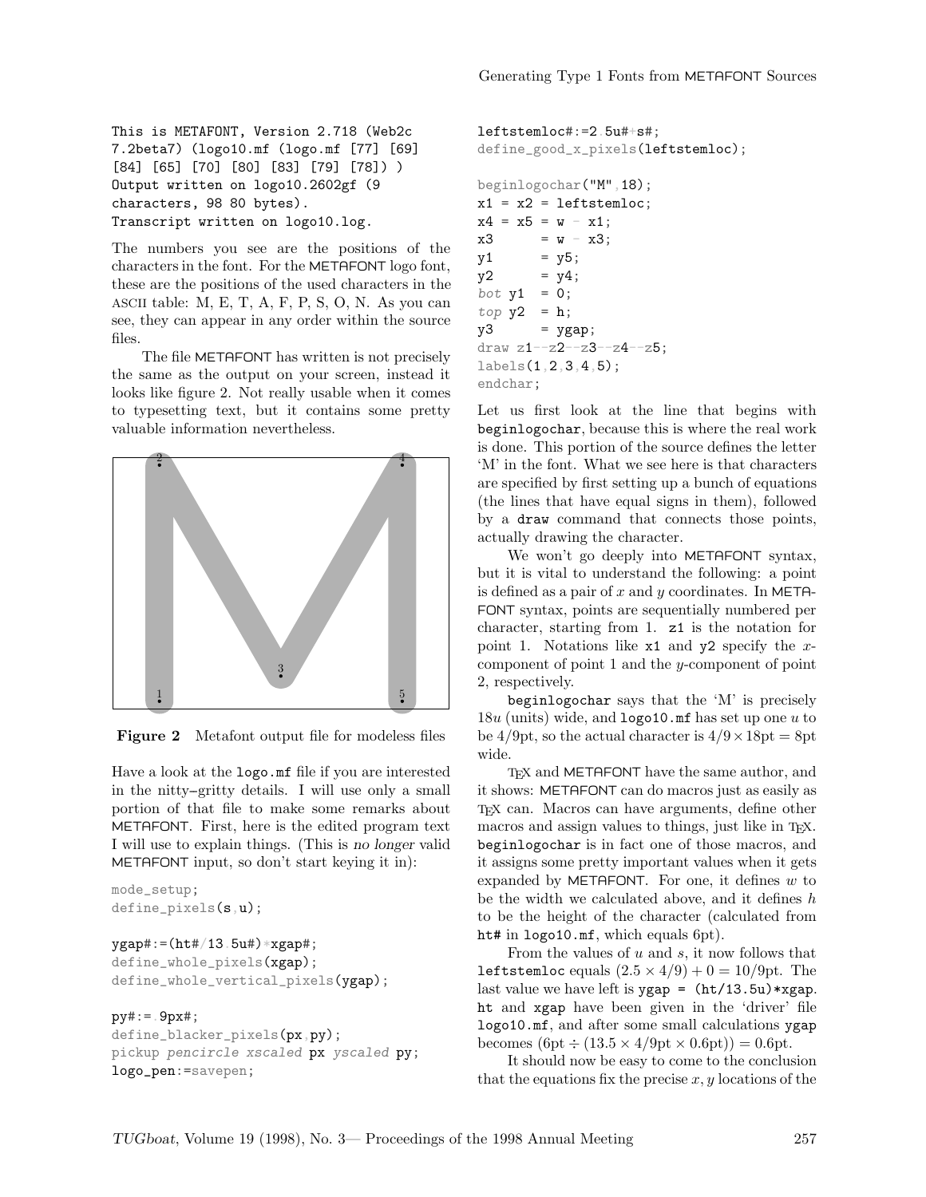```
This is METAFONT, Version 2.718 (Web2c
7.2beta7) (logo10.mf (logo.mf [77] [69]
[84] [65] [70] [80] [83] [79] [78]) )
Output written on logo10.2602gf (9
characters, 98 80 bytes).
Transcript written on logo10.log.
```

The numbers you see are the positions of the characters in the font. For the METAFONT logo font, these are the positions of the used characters in the ASCII table: M, E, T, A, F, P, S, O, N. As you can see, they can appear in any order within the source files.

The file METAFONT has written is not precisely the same as the output on your screen, instead it looks like figure 2. Not really usable when it comes to typesetting text, but it contains some pretty valuable information nevertheless.

**Figure 2** Metafont output file for modeless files

Have a look at the `logo.mf` file if you are interested in the nitty–gritty details. I will use only a small portion of that file to make some remarks about METAFONT. First, here is the edited program text I will use to explain things. (This is *no longer* valid METAFONT input, so don't start keying it in):

```
mode_setup;
define_pixels(s,u);

ygap#:=(ht#/13.5u#)*xgap#;
define_whole_pixels(xgap);
define_whole_vertical_pixels(ygap);

py#:=.9px#;
define_blacker_pixels(px,py);
pickup pencircle xscaled px yscaled py;
logo_pen:=savepen;

leftstemloc#:=2.5u#+s#;
define_good_x_pixels(leftstemloc);

beginlogochar("M",18);
x1 = x2 = leftstemloc;
x4 = x5 = w - x1;
x3      = w - x3;
y1      = y5;
y2      = y4;
bot y1  = 0;
top y2  = h;
y3      = ygap;
draw z1--z2--z3--z4--z5;
labels(1,2,3,4,5);
endchar;
```

Let us first look at the line that begins with `beginlogochar`, because this is where the real work is done. This portion of the source defines the letter 'M' in the font. What we see here is that characters are specified by first setting up a bunch of equations (the lines that have equal signs in them), followed by a `draw` command that connects those points, actually drawing the character.

We won't go deeply into METAFONT syntax, but it is vital to understand the following: a point is defined as a pair of $x$ and $y$ coordinates. In METAFONT syntax, points are sequentially numbered per character, starting from 1. `z1` is the notation for point 1. Notations like `x1` and `y2` specify the $x$-component of point 1 and the $y$-component of point 2, respectively.

`beginlogochar` says that the 'M' is precisely $18u$ (units) wide, and `logo10.mf` has set up one $u$ to be 4/9pt, so the actual character is $4/9 \times 18\text{pt} = 8\text{pt}$ wide.

TEX and METAFONT have the same author, and it shows: METAFONT can do macros just as easily as TEX can. Macros can have arguments, define other macros and assign values to things, just like in TEX. `beginlogochar` is in fact one of those macros, and it assigns some pretty important values when it gets expanded by METAFONT. For one, it defines $w$ to be the width we calculated above, and it defines $h$ to be the height of the character (calculated from `ht#` in `logo10.mf`, which equals 6pt).

From the values of $u$ and $s$, it now follows that `leftstemloc` equals $(2.5 \times 4/9) + 0 = 10/9\text{pt}$. The last value we have left is `ygap = (ht/13.5u)*xgap`. `ht` and `xgap` have been given in the 'driver' file `logo10.mf`, and after some small calculations `ygap` becomes $(6\text{pt} \div (13.5 \times 4/9\text{pt} \times 0.6\text{pt})) = 0.6\text{pt}$.

It should now be easy to come to the conclusion that the equations fix the precise $x, y$ locations of the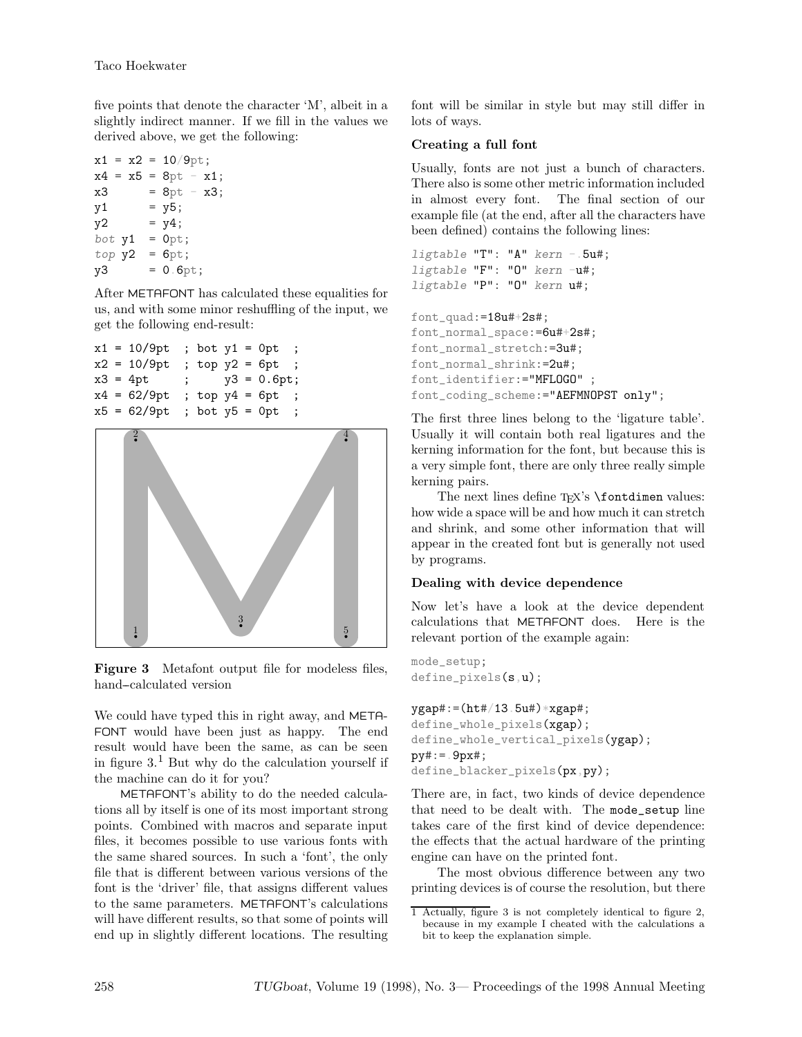five points that denote the character 'M', albeit in a slightly indirect manner. If we fill in the values we derived above, we get the following:

```
x1 = x2 = 10/9pt;
x4 = x5 = 8pt - x1;
x3      = 8pt - x3;
y1      = y5;
y2      = y4;
bot y1  = 0pt;
top y2  = 6pt;
y3      = 0.6pt;
```

After METAFONT has calculated these equalities for us, and with some minor reshuffling of the input, we get the following end-result:

```
x1 = 10/9pt  ; bot y1 = 0pt  ;
x2 = 10/9pt  ; top y2 = 6pt  ;
x3 = 4pt     ;     y3 = 0.6pt;
x4 = 62/9pt  ; top y4 = 6pt  ;
x5 = 62/9pt  ; bot y5 = 0pt  ;
```

**Figure 3** Metafont output file for modeless files, hand–calculated version

We could have typed this in right away, and METAFONT would have been just as happy. The end result would have been the same, as can be seen in figure 3.[1] But why do the calculation yourself if the machine can do it for you?

METAFONT's ability to do the needed calculations all by itself is one of its most important strong points. Combined with macros and separate input files, it becomes possible to use various fonts with the same shared sources. In such a 'font', the only file that is different between various versions of the font is the 'driver' file, that assigns different values to the same parameters. METAFONT's calculations will have different results, so that some of points will end up in slightly different locations. The resulting font will be similar in style but may still differ in lots of ways.

### Creating a full font

Usually, fonts are not just a bunch of characters. There also is some other metric information included in almost every font. The final section of our example file (at the end, after all the characters have been defined) contains the following lines:

```
ligtable "T": "A" kern -.5u#;
ligtable "F": "O" kern -u#;
ligtable "P": "O" kern u#;

font_quad:=18u#+2s#;
font_normal_space:=6u#+2s#;
font_normal_stretch:=3u#;
font_normal_shrink:=2u#;
font_identifier:="MFLOGO" ;
font_coding_scheme:="AEFMNOPST only";
```

The first three lines belong to the 'ligature table'. Usually it will contain both real ligatures and the kerning information for the font, but because this is a very simple font, there are only three really simple kerning pairs.

The next lines define TeX's `\fontdimen` values: how wide a space will be and how much it can stretch and shrink, and some other information that will appear in the created font but is generally not used by programs.

### Dealing with device dependence

Now let's have a look at the device dependent calculations that METAFONT does. Here is the relevant portion of the example again:

```
mode_setup;
define_pixels(s,u);

ygap#:=(ht#/13.5u#)*xgap#;
define_whole_pixels(xgap);
define_whole_vertical_pixels(ygap);
py#:=.9px#;
define_blacker_pixels(px,py);
```

There are, in fact, two kinds of device dependence that need to be dealt with. The `mode_setup` line takes care of the first kind of device dependence: the effects that the actual hardware of the printing engine can have on the printed font.

The most obvious difference between any two printing devices is of course the resolution, but there

[1] Actually, figure 3 is not completely identical to figure 2, because in my example I cheated with the calculations a bit to keep the explanation simple.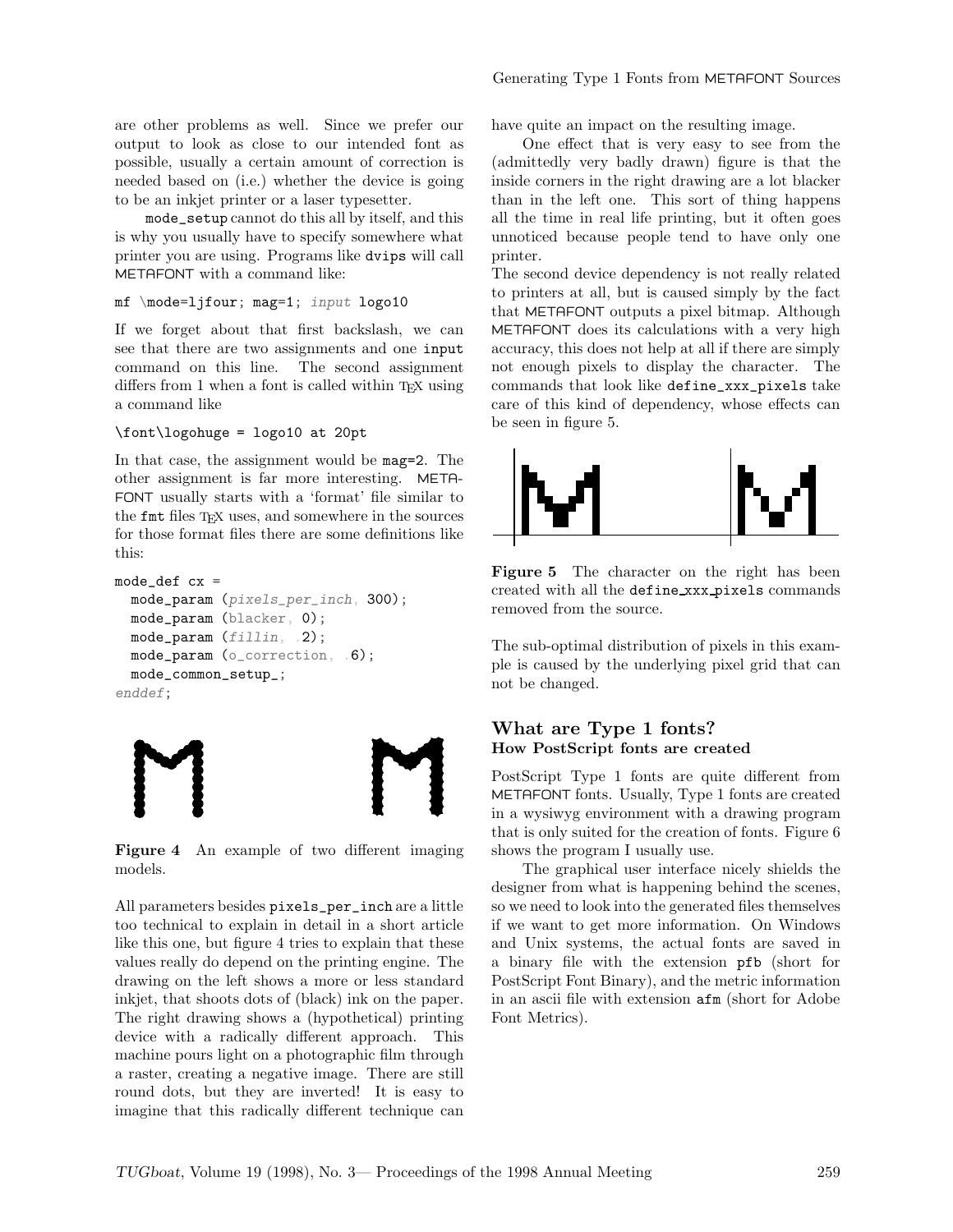are other problems as well. Since we prefer our output to look as close to our intended font as possible, usually a certain amount of correction is needed based on (i.e.) whether the device is going to be an inkjet printer or a laser typesetter.

mode_setup cannot do this all by itself, and this is why you usually have to specify somewhere what printer you are using. Programs like dvips will call METAFONT with a command like:

```
mf \mode=ljfour; mag=1; input logo10
```

If we forget about that first backslash, we can see that there are two assignments and one input command on this line. The second assignment differs from 1 when a font is called within TEX using a command like

```
\font\logohuge = logo10 at 20pt
```

In that case, the assignment would be mag=2. The other assignment is far more interesting. METAFONT usually starts with a 'format' file similar to the fmt files TEX uses, and somewhere in the sources for those format files there are some definitions like this:

```
mode_def cx =
  mode_param (pixels_per_inch, 300);
  mode_param (blacker, 0);
  mode_param (fillin, .2);
  mode_param (o_correction, .6);
  mode_common_setup_;
enddef;
```

**Figure 4** An example of two different imaging models.

All parameters besides pixels_per_inch are a little too technical to explain in detail in a short article like this one, but figure 4 tries to explain that these values really do depend on the printing engine. The drawing on the left shows a more or less standard inkjet, that shoots dots of (black) ink on the paper. The right drawing shows a (hypothetical) printing device with a radically different approach. This machine pours light on a photographic film through a raster, creating a negative image. There are still round dots, but they are inverted! It is easy to imagine that this radically different technique can have quite an impact on the resulting image.

One effect that is very easy to see from the (admittedly very badly drawn) figure is that the inside corners in the right drawing are a lot blacker than in the left one. This sort of thing happens all the time in real life printing, but it often goes unnoticed because people tend to have only one printer.

The second device dependency is not really related to printers at all, but is caused simply by the fact that METAFONT outputs a pixel bitmap. Although METAFONT does its calculations with a very high accuracy, this does not help at all if there are simply not enough pixels to display the character. The commands that look like define_xxx_pixels take care of this kind of dependency, whose effects can be seen in figure 5.

**Figure 5** The character on the right has been created with all the define_xxx_pixels commands removed from the source.

The sub-optimal distribution of pixels in this example is caused by the underlying pixel grid that can not be changed.

## What are Type 1 fonts?

### How PostScript fonts are created

PostScript Type 1 fonts are quite different from METAFONT fonts. Usually, Type 1 fonts are created in a wysiwyg environment with a drawing program that is only suited for the creation of fonts. Figure 6 shows the program I usually use.

The graphical user interface nicely shields the designer from what is happening behind the scenes, so we need to look into the generated files themselves if we want to get more information. On Windows and Unix systems, the actual fonts are saved in a binary file with the extension pfb (short for PostScript Font Binary), and the metric information in an ascii file with extension afm (short for Adobe Font Metrics).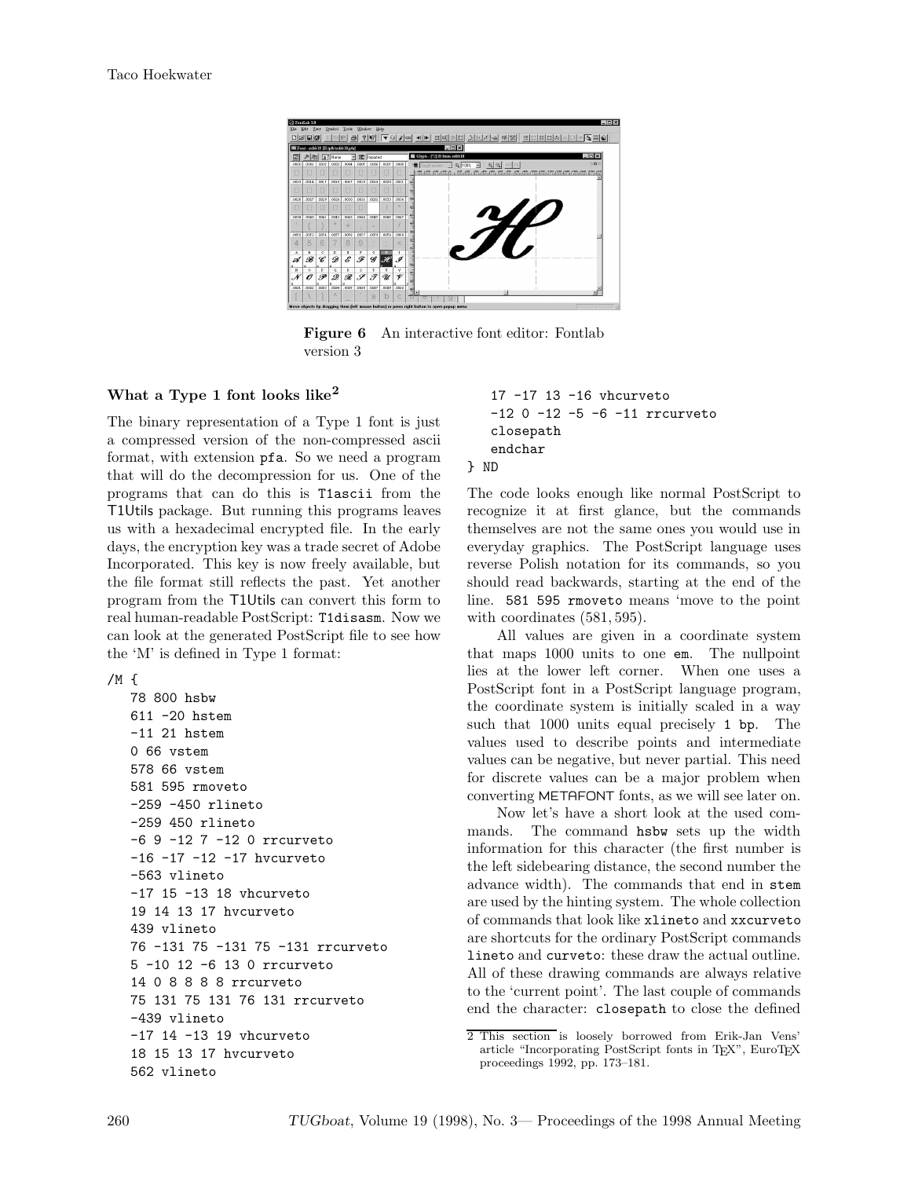**Figure 6** An interactive font editor: Fontlab version 3

### What a Type 1 font looks like[2]

The binary representation of a Type 1 font is just a compressed version of the non-compressed ascii format, with extension pfa. So we need a program that will do the decompression for us. One of the programs that can do this is T1ascii from the T1Utils package. But running this programs leaves us with a hexadecimal encrypted file. In the early days, the encryption key was a trade secret of Adobe Incorporated. This key is now freely available, but the file format still reflects the past. Yet another program from the T1Utils can convert this form to real human-readable PostScript: T1disasm. Now we can look at the generated PostScript file to see how the 'M' is defined in Type 1 format:

```
/M {
   78 800 hsbw
   611 -20 hstem
   -11 21 hstem
   0 66 vstem
   578 66 vstem
   581 595 rmoveto
   -259 -450 rlineto
   -259 450 rlineto
   -6 9 -12 7 -12 0 rrcurveto
   -16 -17 -12 -17 hvcurveto
   -563 vlineto
   -17 15 -13 18 vhcurveto
   19 14 13 17 hvcurveto
   439 vlineto
   76 -131 75 -131 75 -131 rrcurveto
   5 -10 12 -6 13 0 rrcurveto
   14 0 8 8 8 8 rrcurveto
   75 131 75 131 76 131 rrcurveto
   -439 vlineto
   -17 14 -13 19 vhcurveto
   18 15 13 17 hvcurveto
   562 vlineto
   17 -17 13 -16 vhcurveto
   -12 0 -12 -5 -6 -11 rrcurveto
   closepath
   endchar
} ND
```

The code looks enough like normal PostScript to recognize it at first glance, but the commands themselves are not the same ones you would use in everyday graphics. The PostScript language uses reverse Polish notation for its commands, so you should read backwards, starting at the end of the line. `581 595 rmoveto` means 'move to the point with coordinates $(581, 595)$.

All values are given in a coordinate system that maps 1000 units to one `em`. The nullpoint lies at the lower left corner. When one uses a PostScript font in a PostScript language program, the coordinate system is initially scaled in a way such that 1000 units equal precisely `1 bp`. The values used to describe points and intermediate values can be negative, but never partial. This need for discrete values can be a major problem when converting METAFONT fonts, as we will see later on.

Now let's have a short look at the used commands. The command `hsbw` sets up the width information for this character (the first number is the left sidebearing distance, the second number the advance width). The commands that end in `stem` are used by the hinting system. The whole collection of commands that look like `xlineto` and `xxcurveto` are shortcuts for the ordinary PostScript commands `lineto` and `curveto`: these draw the actual outline. All of these drawing commands are always relative to the 'current point'. The last couple of commands end the character: `closepath` to close the defined

[2] This section is loosely borrowed from Erik-Jan Vens' article "Incorporating PostScript fonts in TEX", EuroTEX proceedings 1992, pp. 173–181.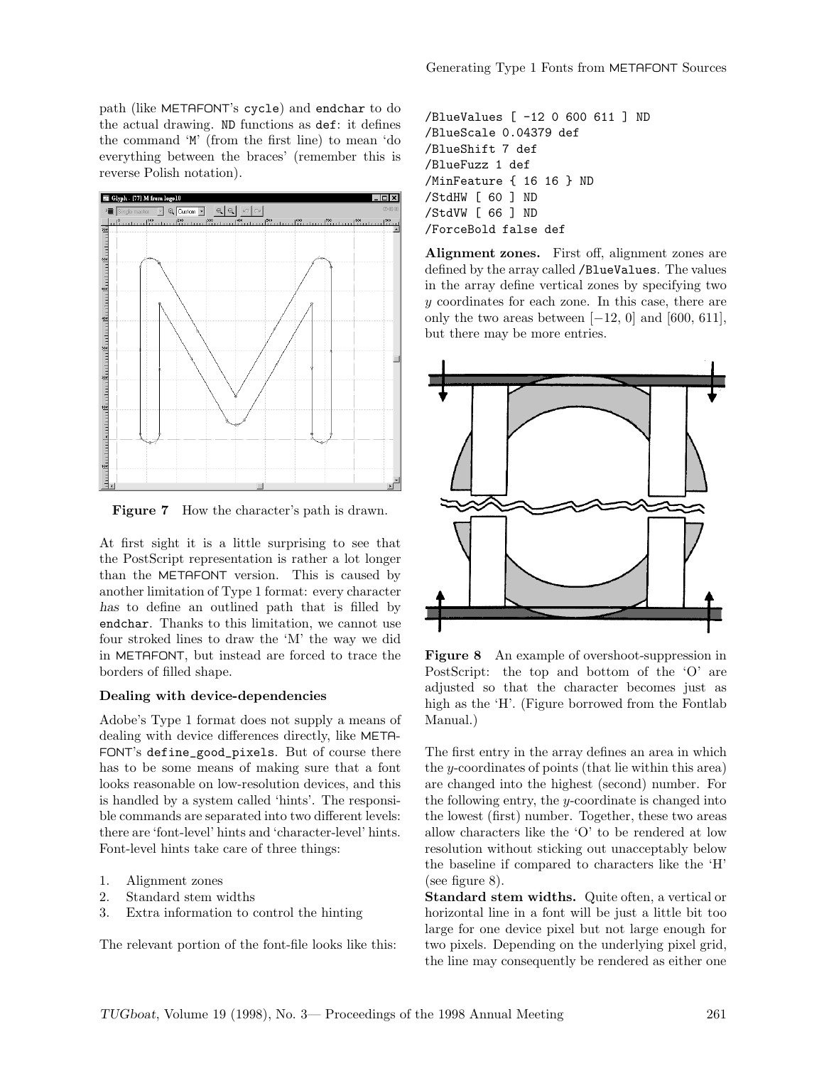path (like METAFONT's cycle) and endchar to do the actual drawing. ND functions as def: it defines the command 'M' (from the first line) to mean 'do everything between the braces' (remember this is reverse Polish notation).

**Figure 7** How the character's path is drawn.

At first sight it is a little surprising to see that the PostScript representation is rather a lot longer than the METAFONT version. This is caused by another limitation of Type 1 format: every character *has* to define an outlined path that is filled by endchar. Thanks to this limitation, we cannot use four stroked lines to draw the 'M' the way we did in METAFONT, but instead are forced to trace the borders of filled shape.

### Dealing with device-dependencies

Adobe's Type 1 format does not supply a means of dealing with device differences directly, like METAFONT's define_good_pixels. But of course there has to be some means of making sure that a font looks reasonable on low-resolution devices, and this is handled by a system called 'hints'. The responsible commands are separated into two different levels: there are 'font-level' hints and 'character-level' hints. Font-level hints take care of three things:

1. Alignment zones
2. Standard stem widths
3. Extra information to control the hinting

The relevant portion of the font-file looks like this:

```
/BlueValues [ -12 0 600 611 ] ND
/BlueScale 0.04379 def
/BlueShift 7 def
/BlueFuzz 1 def
/MinFeature { 16 16 } ND
/StdHW [ 60 ] ND
/StdVW [ 66 ] ND
/ForceBold false def
```

**Alignment zones.** First off, alignment zones are defined by the array called /BlueValues. The values in the array define vertical zones by specifying two $y$ coordinates for each zone. In this case, there are only the two areas between $[-12, 0]$ and $[600, 611]$, but there may be more entries.

**Figure 8** An example of overshoot-suppression in PostScript: the top and bottom of the 'O' are adjusted so that the character becomes just as high as the 'H'. (Figure borrowed from the Fontlab Manual.)

The first entry in the array defines an area in which the $y$-coordinates of points (that lie within this area) are changed into the highest (second) number. For the following entry, the $y$-coordinate is changed into the lowest (first) number. Together, these two areas allow characters like the 'O' to be rendered at low resolution without sticking out unacceptably below the baseline if compared to characters like the 'H' (see figure 8).

**Standard stem widths.** Quite often, a vertical or horizontal line in a font will be just a little bit too large for one device pixel but not large enough for two pixels. Depending on the underlying pixel grid, the line may consequently be rendered as either one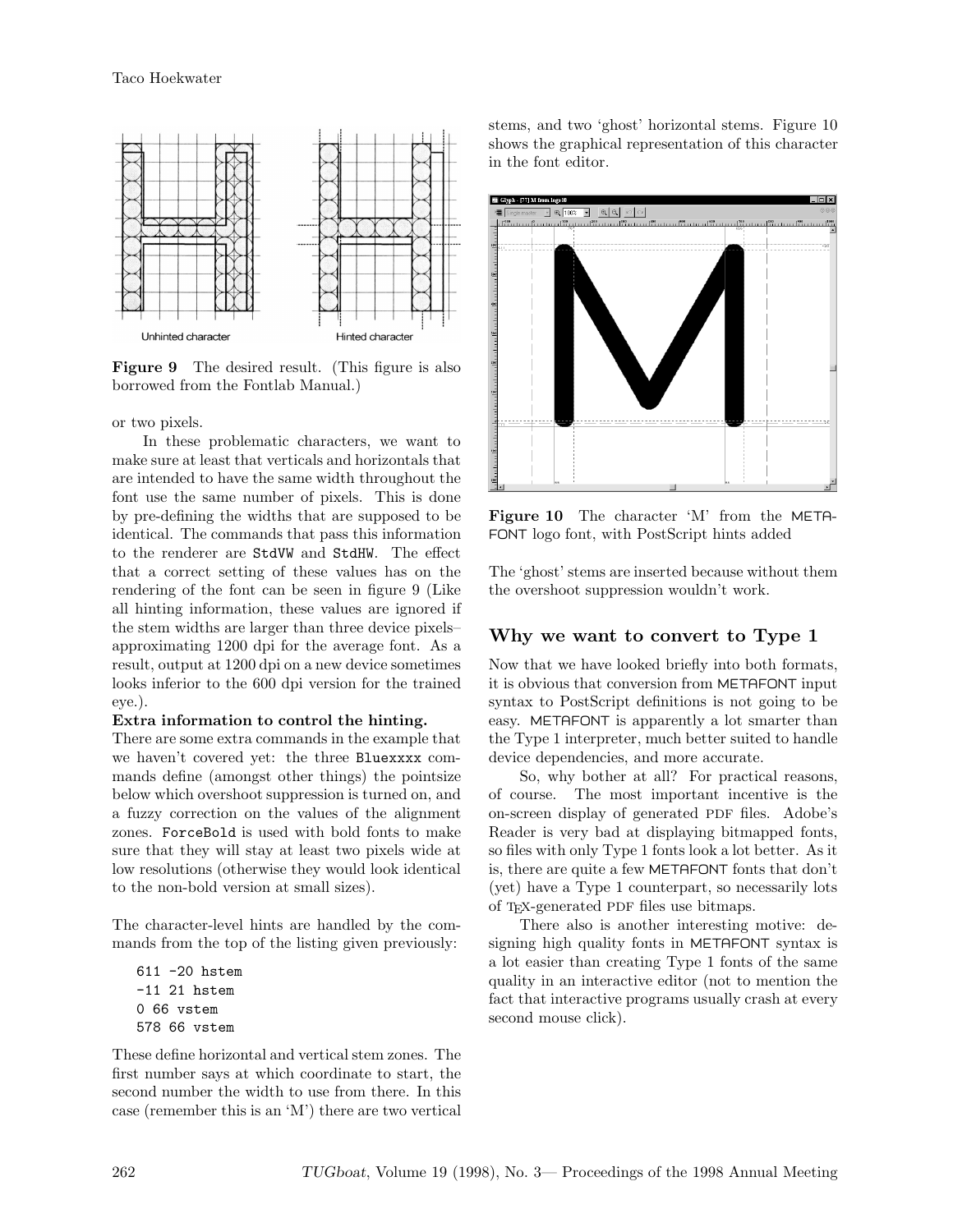Unhinted character     Hinted character

**Figure 9** The desired result. (This figure is also borrowed from the Fontlab Manual.)

or two pixels.

In these problematic characters, we want to make sure at least that verticals and horizontals that are intended to have the same width throughout the font use the same number of pixels. This is done by pre-defining the widths that are supposed to be identical. The commands that pass this information to the renderer are `StdVW` and `StdHW`. The effect that a correct setting of these values has on the rendering of the font can be seen in figure 9 (Like all hinting information, these values are ignored if the stem widths are larger than three device pixels–approximating 1200 dpi for the average font. As a result, output at 1200 dpi on a new device sometimes looks inferior to the 600 dpi version for the trained eye.).

**Extra information to control the hinting.** There are some extra commands in the example that we haven't covered yet: the three `Bluexxxx` commands define (amongst other things) the pointsize below which overshoot suppression is turned on, and a fuzzy correction on the values of the alignment zones. `ForceBold` is used with bold fonts to make sure that they will stay at least two pixels wide at low resolutions (otherwise they would look identical to the non-bold version at small sizes).

The character-level hints are handled by the commands from the top of the listing given previously:

```
611 -20 hstem
-11 21 hstem
0 66 vstem
578 66 vstem
```

These define horizontal and vertical stem zones. The first number says at which coordinate to start, the second number the width to use from there. In this case (remember this is an 'M') there are two vertical stems, and two 'ghost' horizontal stems. Figure 10 shows the graphical representation of this character in the font editor.

**Figure 10** The character 'M' from the METAFONT logo font, with PostScript hints added

The 'ghost' stems are inserted because without them the overshoot suppression wouldn't work.

## Why we want to convert to Type 1

Now that we have looked briefly into both formats, it is obvious that conversion from METAFONT input syntax to PostScript definitions is not going to be easy. METAFONT is apparently a lot smarter than the Type 1 interpreter, much better suited to handle device dependencies, and more accurate.

So, why bother at all? For practical reasons, of course. The most important incentive is the on-screen display of generated PDF files. Adobe's Reader is very bad at displaying bitmapped fonts, so files with only Type 1 fonts look a lot better. As it is, there are quite a few METAFONT fonts that don't (yet) have a Type 1 counterpart, so necessarily lots of TEX-generated PDF files use bitmaps.

There also is another interesting motive: designing high quality fonts in METAFONT syntax is a lot easier than creating Type 1 fonts of the same quality in an interactive editor (not to mention the fact that interactive programs usually crash at every second mouse click).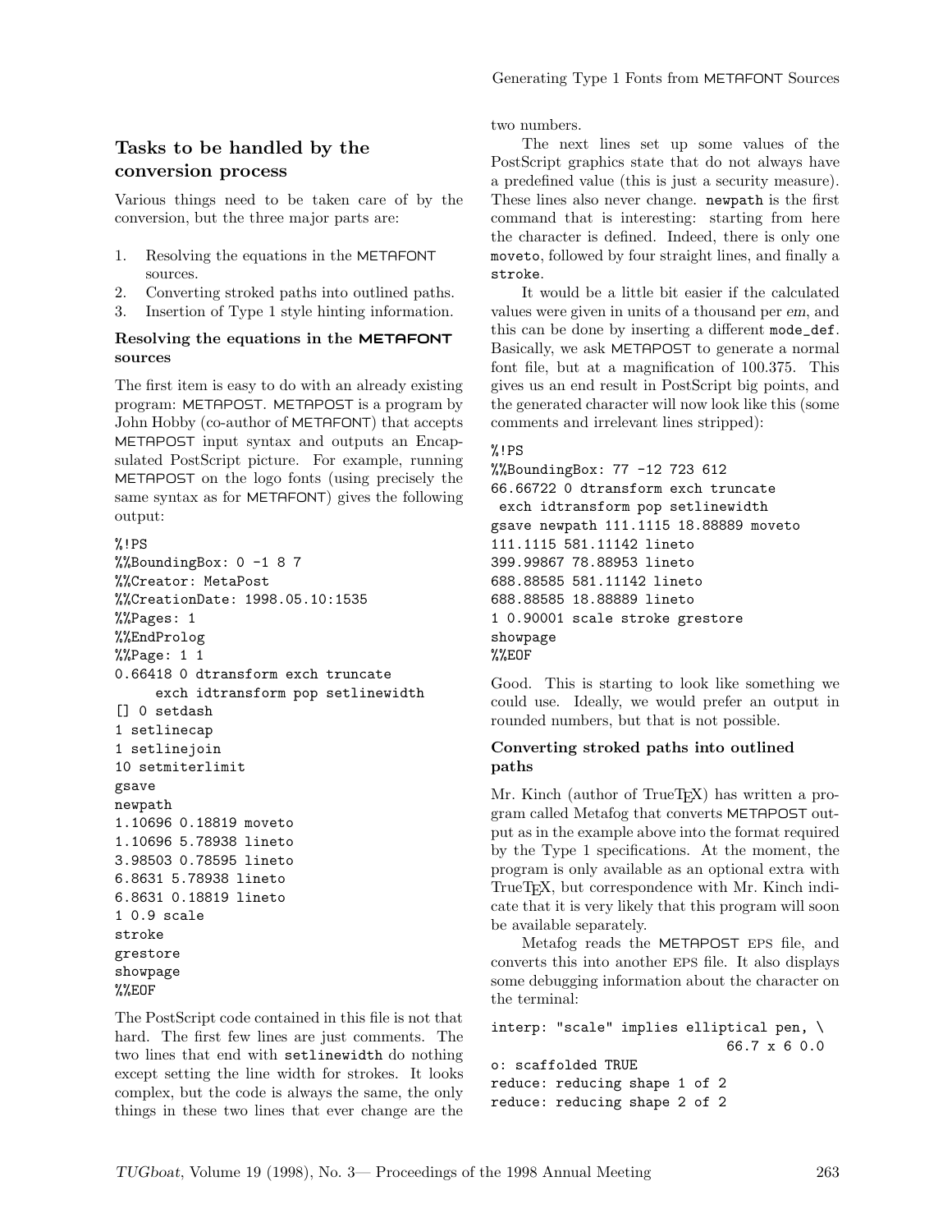## Tasks to be handled by the conversion process

Various things need to be taken care of by the conversion, but the three major parts are:

1. Resolving the equations in the METAFONT sources.
2. Converting stroked paths into outlined paths.
3. Insertion of Type 1 style hinting information.

### Resolving the equations in the METAFONT sources

The first item is easy to do with an already existing program: METAPOST. METAPOST is a program by John Hobby (co-author of METAFONT) that accepts METAPOST input syntax and outputs an Encapsulated PostScript picture. For example, running METAPOST on the logo fonts (using precisely the same syntax as for METAFONT) gives the following output:

```
%!PS
%%BoundingBox: 0 -1 8 7
%%Creator: MetaPost
%%CreationDate: 1998.05.10:1535
%%Pages: 1
%%EndProlog
%%Page: 1 1
0.66418 0 dtransform exch truncate
     exch idtransform pop setlinewidth
[] 0 setdash
1 setlinecap
1 setlinejoin
10 setmiterlimit
gsave
newpath
1.10696 0.18819 moveto
1.10696 5.78938 lineto
3.98503 0.78595 lineto
6.8631 5.78938 lineto
6.8631 0.18819 lineto
1 0.9 scale
stroke
grestore
showpage
%%EOF
```

The PostScript code contained in this file is not that hard. The first few lines are just comments. The two lines that end with `setlinewidth` do nothing except setting the line width for strokes. It looks complex, but the code is always the same, the only things in these two lines that ever change are the two numbers.

The next lines set up some values of the PostScript graphics state that do not always have a predefined value (this is just a security measure). These lines also never change. `newpath` is the first command that is interesting: starting from here the character is defined. Indeed, there is only one `moveto`, followed by four straight lines, and finally a `stroke`.

It would be a little bit easier if the calculated values were given in units of a thousand per *em*, and this can be done by inserting a different `mode_def`. Basically, we ask METAPOST to generate a normal font file, but at a magnification of 100.375. This gives us an end result in PostScript big points, and the generated character will now look like this (some comments and irrelevant lines stripped):

```
%!PS
%%BoundingBox: 77 -12 723 612
66.66722 0 dtransform exch truncate
 exch idtransform pop setlinewidth
gsave newpath 111.1115 18.88889 moveto
111.1115 581.11142 lineto
399.99867 78.88953 lineto
688.88585 581.11142 lineto
688.88585 18.88889 lineto
1 0.90001 scale stroke grestore
showpage
%%EOF
```

Good. This is starting to look like something we could use. Ideally, we would prefer an output in rounded numbers, but that is not possible.

### Converting stroked paths into outlined paths

Mr. Kinch (author of TrueTEX) has written a program called Metafog that converts METAPOST output as in the example above into the format required by the Type 1 specifications. At the moment, the program is only available as an optional extra with TrueTEX, but correspondence with Mr. Kinch indicate that it is very likely that this program will soon be available separately.

Metafog reads the METAPOST EPS file, and converts this into another EPS file. It also displays some debugging information about the character on the terminal:

```
interp: "scale" implies elliptical pen, \
                            66.7 x 6 0.0
o: scaffolded TRUE
reduce: reducing shape 1 of 2
reduce: reducing shape 2 of 2
```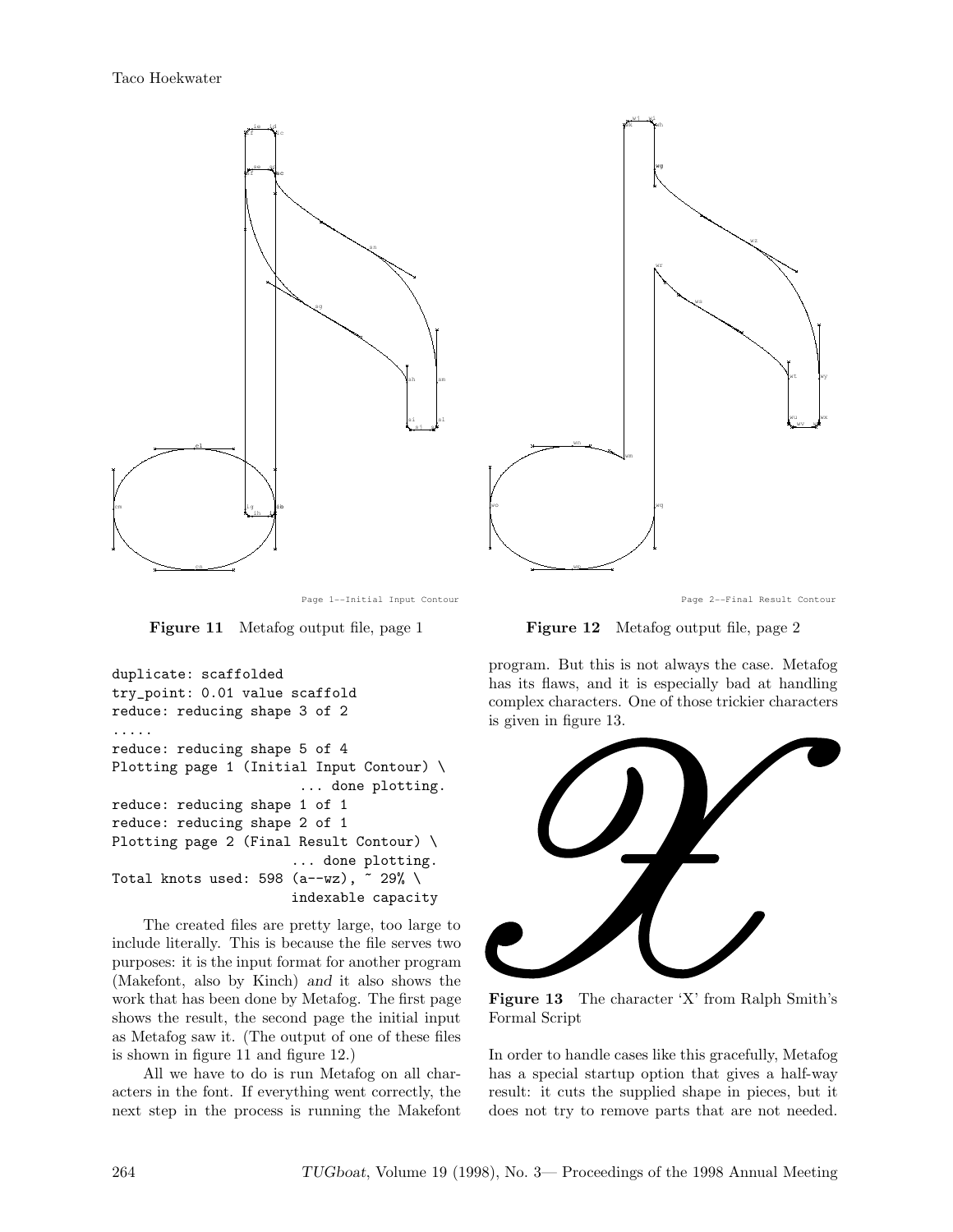Figure 11 Metafog output file, page 1

Figure 12 Metafog output file, page 2

```
duplicate: scaffolded
try_point: 0.01 value scaffold
reduce: reducing shape 3 of 2
.....
reduce: reducing shape 5 of 4
Plotting page 1 (Initial Input Contour) \
                        ... done plotting.
reduce: reducing shape 1 of 1
reduce: reducing shape 2 of 1
Plotting page 2 (Final Result Contour) \
                        ... done plotting.
Total knots used: 598 (a--wz), ~ 29% \
                        indexable capacity
```

The created files are pretty large, too large to include literally. This is because the file serves two purposes: it is the input format for another program (Makefont, also by Kinch) *and* it also shows the work that has been done by Metafog. The first page shows the result, the second page the initial input as Metafog saw it. (The output of one of these files is shown in figure 11 and figure 12.)

All we have to do is run Metafog on all characters in the font. If everything went correctly, the next step in the process is running the Makefont program. But this is not always the case. Metafog has its flaws, and it is especially bad at handling complex characters. One of those trickier characters is given in figure 13.

**Figure 13** The character 'X' from Ralph Smith's Formal Script

In order to handle cases like this gracefully, Metafog has a special startup option that gives a half-way result: it cuts the supplied shape in pieces, but it does not try to remove parts that are not needed.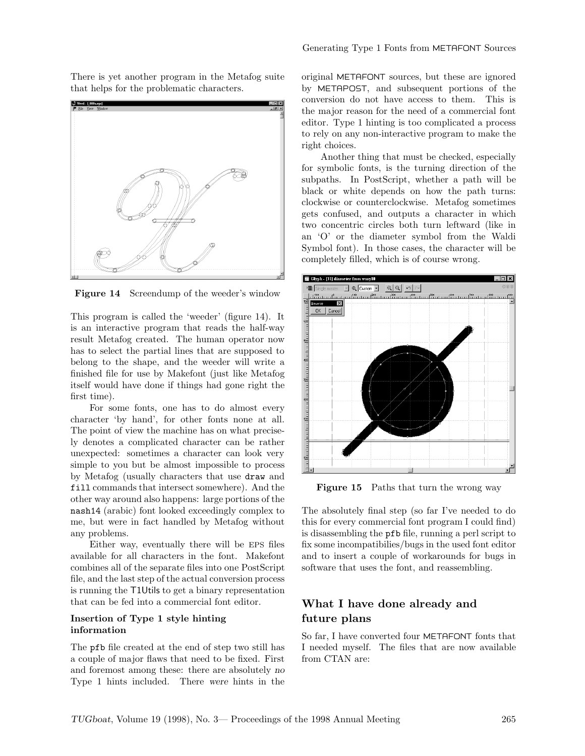There is yet another program in the Metafog suite that helps for the problematic characters.

**Figure 14** Screendump of the weeder's window

This program is called the 'weeder' (figure 14). It is an interactive program that reads the half-way result Metafog created. The human operator now has to select the partial lines that are supposed to belong to the shape, and the weeder will write a finished file for use by Makefont (just like Metafog itself would have done if things had gone right the first time).

For some fonts, one has to do almost every character 'by hand', for other fonts none at all. The point of view the machine has on what precisely denotes a complicated character can be rather unexpected: sometimes a character can look very simple to you but be almost impossible to process by Metafog (usually characters that use `draw` and `fill` commands that intersect somewhere). And the other way around also happens: large portions of the `nash14` (arabic) font looked exceedingly complex to me, but were in fact handled by Metafog without any problems.

Either way, eventually there will be EPS files available for all characters in the font. Makefont combines all of the separate files into one PostScript file, and the last step of the actual conversion process is running the T1Utils to get a binary representation that can be fed into a commercial font editor.

### Insertion of Type 1 style hinting information

The `pfb` file created at the end of step two still has a couple of major flaws that need to be fixed. First and foremost among these: there are absolutely *no* Type 1 hints included. There *were* hints in the original METAFONT sources, but these are ignored by METAPOST, and subsequent portions of the conversion do not have access to them. This is the major reason for the need of a commercial font editor. Type 1 hinting is too complicated a process to rely on any non-interactive program to make the right choices.

Another thing that must be checked, especially for symbolic fonts, is the turning direction of the subpaths. In PostScript, whether a path will be black or white depends on how the path turns: clockwise or counterclockwise. Metafog sometimes gets confused, and outputs a character in which two concentric circles both turn leftward (like in an 'O' or the diameter symbol from the Waldi Symbol font). In those cases, the character will be completely filled, which is of course wrong.

**Figure 15** Paths that turn the wrong way

The absolutely final step (so far I've needed to do this for every commercial font program I could find) is disassembling the `pfb` file, running a perl script to fix some incompatibilies/bugs in the used font editor and to insert a couple of workarounds for bugs in software that uses the font, and reassembling.

## What I have done already and future plans

So far, I have converted four METAFONT fonts that I needed myself. The files that are now available from CTAN are: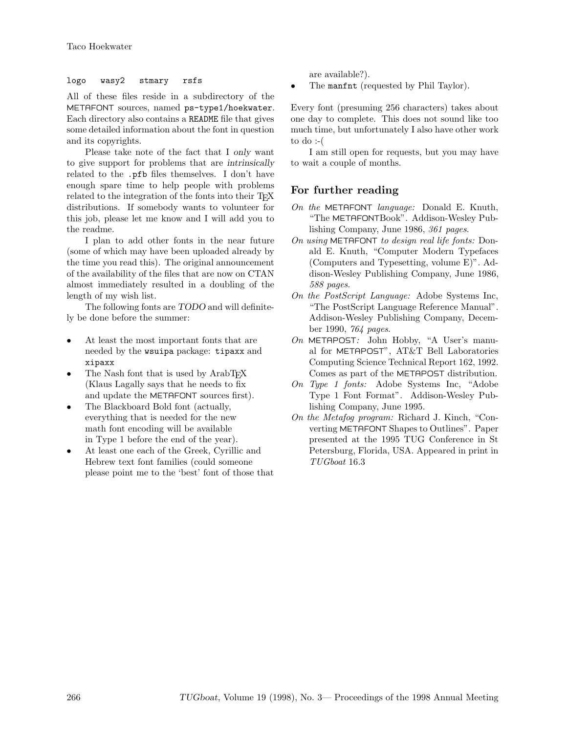`logo` `wasy2` `stmary` `rsfs`

All of these files reside in a subdirectory of the METAFONT sources, named `ps-type1/hoekwater`. Each directory also contains a `README` file that gives some detailed information about the font in question and its copyrights.

Please take note of the fact that I *only* want to give support for problems that are *intrinsically* related to the `.pfb` files themselves. I don't have enough spare time to help people with problems related to the integration of the fonts into their TEX distributions. If somebody wants to volunteer for this job, please let me know and I will add you to the readme.

I plan to add other fonts in the near future (some of which may have been uploaded already by the time you read this). The original announcement of the availability of the files that are now on CTAN almost immediately resulted in a doubling of the length of my wish list.

The following fonts are *TODO* and will definitely be done before the summer:

- At least the most important fonts that are needed by the `wsuipa` package: `tipaxx` and `xipaxx`
- The Nash font that is used by ArabTEX (Klaus Lagally says that he needs to fix and update the METAFONT sources first).
- The Blackboard Bold font (actually, everything that is needed for the new math font encoding will be available in Type 1 before the end of the year).
- At least one each of the Greek, Cyrillic and Hebrew text font families (could someone please point me to the 'best' font of those that are available?).
- The `manfnt` (requested by Phil Taylor).

Every font (presuming 256 characters) takes about one day to complete. This does not sound like too much time, but unfortunately I also have other work to do :-(

I am still open for requests, but you may have to wait a couple of months.

## For further reading

*On the* METAFONT *language:* Donald E. Knuth, "The METAFONTBook". Addison-Wesley Publishing Company, June 1986, *361 pages*.

*On using* METAFONT *to design real life fonts:* Donald E. Knuth, "Computer Modern Typefaces (Computers and Typesetting, volume E)". Addison-Wesley Publishing Company, June 1986, *588 pages*.

*On the PostScript Language:* Adobe Systems Inc, "The PostScript Language Reference Manual". Addison-Wesley Publishing Company, December 1990, *764 pages*.

*On* METAPOST*:* John Hobby, "A User's manual for METAPOST", AT&T Bell Laboratories Computing Science Technical Report 162, 1992. Comes as part of the METAPOST distribution.

*On Type 1 fonts:* Adobe Systems Inc, "Adobe Type 1 Font Format". Addison-Wesley Publishing Company, June 1995.

*On the Metafog program:* Richard J. Kinch, "Converting METAFONT Shapes to Outlines". Paper presented at the 1995 TUG Conference in St Petersburg, Florida, USA. Appeared in print in *TUGboat* 16.3